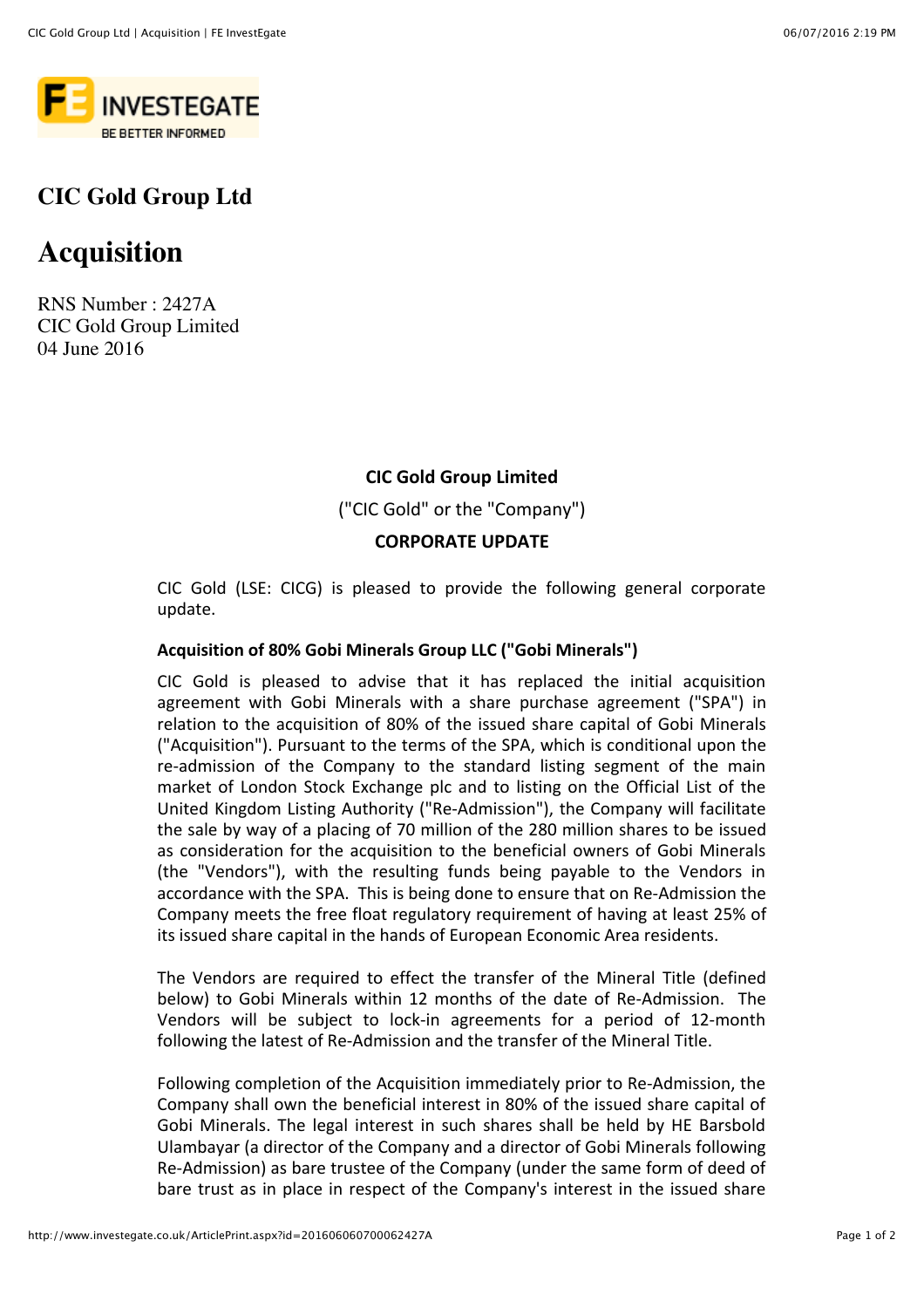# CIC Gold Group Ltd

# Acquisition

RNS Number : 2427A
CIC Gold Group Limited
04 June 2016

**CIC Gold Group Limited**

("CIC Gold" or the "Company")

**CORPORATE UPDATE**

CIC Gold (LSE: CICG) is pleased to provide the following general corporate update.

**Acquisition of 80% Gobi Minerals Group LLC ("Gobi Minerals")**

CIC Gold is pleased to advise that it has replaced the initial acquisition agreement with Gobi Minerals with a share purchase agreement ("SPA") in relation to the acquisition of 80% of the issued share capital of Gobi Minerals ("Acquisition"). Pursuant to the terms of the SPA, which is conditional upon the re-admission of the Company to the standard listing segment of the main market of London Stock Exchange plc and to listing on the Official List of the United Kingdom Listing Authority ("Re-Admission"), the Company will facilitate the sale by way of a placing of 70 million of the 280 million shares to be issued as consideration for the acquisition to the beneficial owners of Gobi Minerals (the "Vendors"), with the resulting funds being payable to the Vendors in accordance with the SPA. This is being done to ensure that on Re-Admission the Company meets the free float regulatory requirement of having at least 25% of its issued share capital in the hands of European Economic Area residents.

The Vendors are required to effect the transfer of the Mineral Title (defined below) to Gobi Minerals within 12 months of the date of Re-Admission. The Vendors will be subject to lock-in agreements for a period of 12-month following the latest of Re-Admission and the transfer of the Mineral Title.

Following completion of the Acquisition immediately prior to Re-Admission, the Company shall own the beneficial interest in 80% of the issued share capital of Gobi Minerals. The legal interest in such shares shall be held by HE Barsbold Ulambayar (a director of the Company and a director of Gobi Minerals following Re-Admission) as bare trustee of the Company (under the same form of deed of bare trust as in place in respect of the Company's interest in the issued share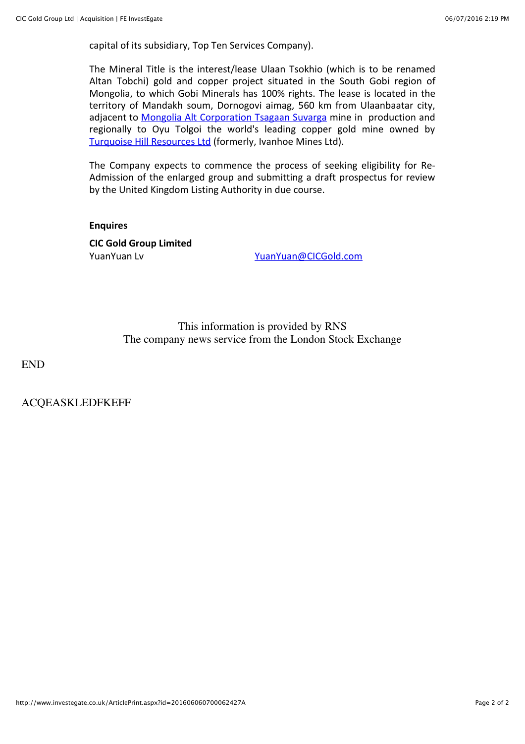capital of its subsidiary, Top Ten Services Company).

The Mineral Title is the interest/lease Ulaan Tsokhio (which is to be renamed Altan Tobchi) gold and copper project situated in the South Gobi region of Mongolia, to which Gobi Minerals has 100% rights. The lease is located in the territory of Mandakh soum, Dornogovi aimag, 560 km from Ulaanbaatar city, adjacent to Mongolia Alt Corporation Tsagaan Suvarga mine in production and regionally to Oyu Tolgoi the world's leading copper gold mine owned by Turquoise Hill Resources Ltd (formerly, Ivanhoe Mines Ltd).

The Company expects to commence the process of seeking eligibility for Re-Admission of the enlarged group and submitting a draft prospectus for review by the United Kingdom Listing Authority in due course.

**Enquires**

**CIC Gold Group Limited**

| | |
|---|---|
| YuanYuan Lv | YuanYuan@CICGold.com |

This information is provided by RNS
The company news service from the London Stock Exchange

END

ACQEASKLEDFKEFF